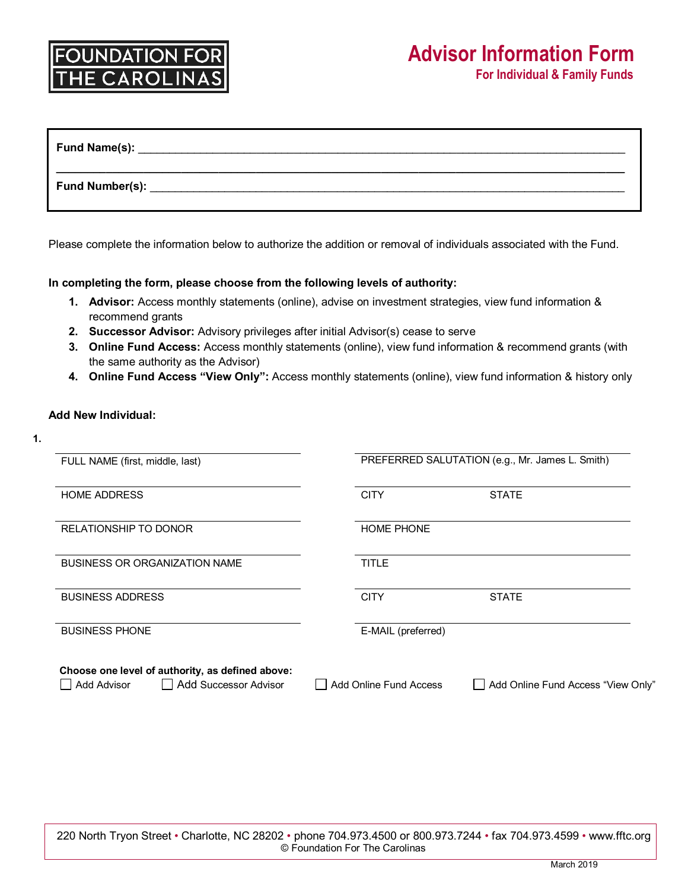FOUNDATION FOR THE CAROLINAS

# Advisor Information Form

## For Individual & Family Funds

**Fund Name(s):** ______________________________________________________________________

______________________________________________________________________________________

**Fund Number(s):** ____________________________________________________________________

Please complete the information below to authorize the addition or removal of individuals associated with the Fund.

**In completing the form, please choose from the following levels of authority:**

1. **Advisor:** Access monthly statements (online), advise on investment strategies, view fund information & recommend grants
2. **Successor Advisor:** Advisory privileges after initial Advisor(s) cease to serve
3. **Online Fund Access:** Access monthly statements (online), view fund information & recommend grants (with the same authority as the Advisor)
4. **Online Fund Access "View Only":** Access monthly statements (online), view fund information & history only

**Add New Individual:**

**1.**

| | |
|---|---|
| FULL NAME (first, middle, last) | PREFERRED SALUTATION (e.g., Mr. James L. Smith) |
| HOME ADDRESS | CITY &nbsp;&nbsp;&nbsp;&nbsp; STATE |
| RELATIONSHIP TO DONOR | HOME PHONE |
| BUSINESS OR ORGANIZATION NAME | TITLE |
| BUSINESS ADDRESS | CITY &nbsp;&nbsp;&nbsp;&nbsp; STATE |
| BUSINESS PHONE | E-MAIL (preferred) |

**Choose one level of authority, as defined above:**

☐ Add Advisor &nbsp;&nbsp; ☐ Add Successor Advisor &nbsp;&nbsp; ☐ Add Online Fund Access &nbsp;&nbsp; ☐ Add Online Fund Access "View Only"

220 North Tryon Street • Charlotte, NC 28202 • phone 704.973.4500 or 800.973.7244 • fax 704.973.4599 • www.fftc.org
© Foundation For The Carolinas

March 2019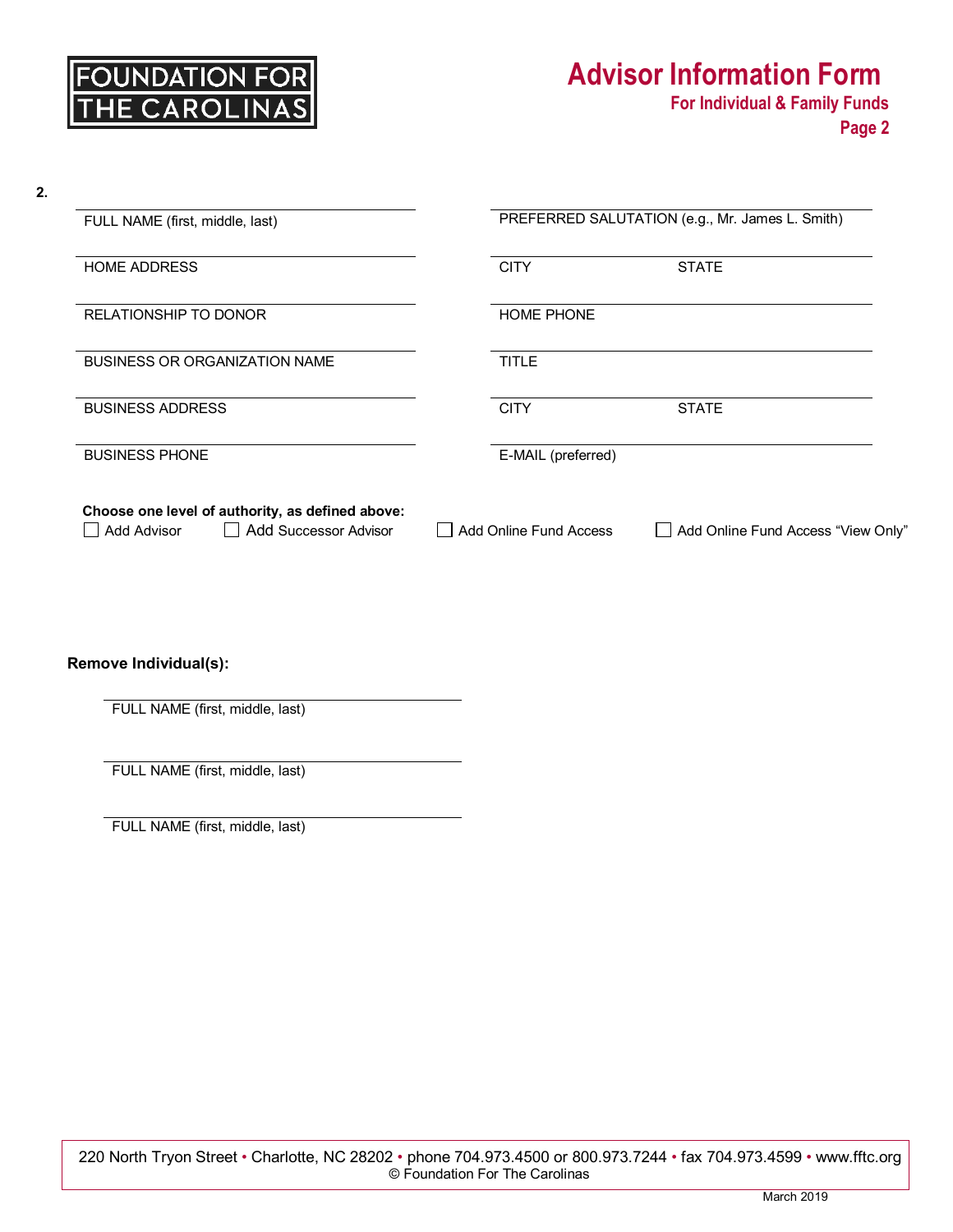FOUNDATION FOR THE CAROLINAS

# Advisor Information Form

## For Individual & Family Funds

**Page 2**

**2.**

FULL NAME (first, middle, last)

PREFERRED SALUTATION (e.g., Mr. James L. Smith)

HOME ADDRESS

CITY

STATE

RELATIONSHIP TO DONOR

HOME PHONE

BUSINESS OR ORGANIZATION NAME

TITLE

BUSINESS ADDRESS

CITY

STATE

BUSINESS PHONE

E-MAIL (preferred)

**Choose one level of authority, as defined above:**

☐ Add Advisor ☐ Add Successor Advisor ☐ Add Online Fund Access ☐ Add Online Fund Access “View Only”

**Remove Individual(s):**

FULL NAME (first, middle, last)

FULL NAME (first, middle, last)

FULL NAME (first, middle, last)

220 North Tryon Street • Charlotte, NC 28202 • phone 704.973.4500 or 800.973.7244 • fax 704.973.4599 • www.fftc.org
© Foundation For The Carolinas

March 2019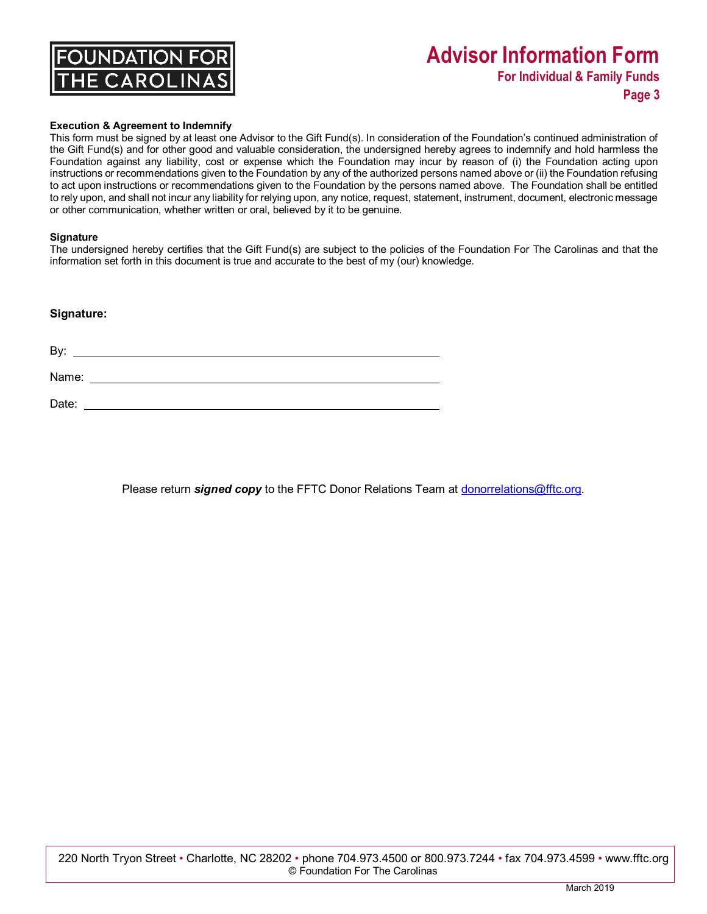# Advisor Information Form

## For Individual & Family Funds

**Execution & Agreement to Indemnify**

This form must be signed by at least one Advisor to the Gift Fund(s). In consideration of the Foundation's continued administration of the Gift Fund(s) and for other good and valuable consideration, the undersigned hereby agrees to indemnify and hold harmless the Foundation against any liability, cost or expense which the Foundation may incur by reason of (i) the Foundation acting upon instructions or recommendations given to the Foundation by any of the authorized persons named above or (ii) the Foundation refusing to act upon instructions or recommendations given to the Foundation by the persons named above. The Foundation shall be entitled to rely upon, and shall not incur any liability for relying upon, any notice, request, statement, instrument, document, electronic message or other communication, whether written or oral, believed by it to be genuine.

**Signature**

The undersigned hereby certifies that the Gift Fund(s) are subject to the policies of the Foundation For The Carolinas and that the information set forth in this document is true and accurate to the best of my (our) knowledge.

**Signature:**

By: ______________________________________________

Name: ______________________________________________

Date: ______________________________________________

Please return ***signed copy*** to the FFTC Donor Relations Team at donorrelations@fftc.org.

220 North Tryon Street • Charlotte, NC 28202 • phone 704.973.4500 or 800.973.7244 • fax 704.973.4599 • www.fftc.org
© Foundation For The Carolinas

March 2019